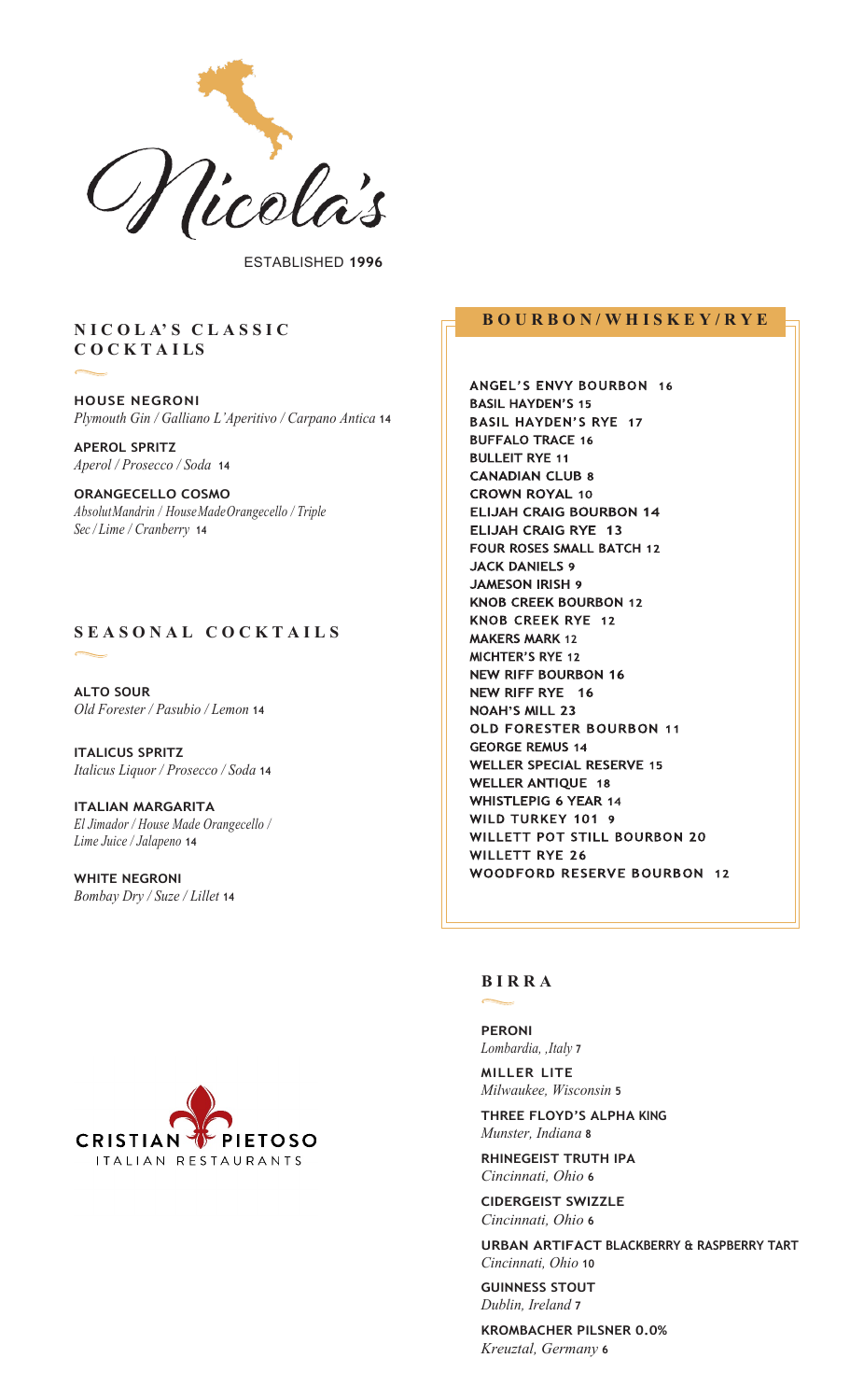# Nicola's

ESTABLISHED **1996**

## NICOLA'S CLASSIC COCKTAILS

**HOUSE NEGRONI**
*Plymouth Gin / Galliano L'Aperitivo / Carpano Antica* 14

**APEROL SPRITZ**
*Aperol / Prosecco / Soda* 14

**ORANGECELLO COSMO**
*AbsolutMandrin / HouseMadeOrangecello / Triple Sec / Lime / Cranberry* 14

## SEASONAL COCKTAILS

**ALTO SOUR**
*Old Forester / Pasubio / Lemon* 14

**ITALICUS SPRITZ**
*Italicus Liquor / Prosecco / Soda* 14

**ITALIAN MARGARITA**
*El Jimador / House Made Orangecello / Lime Juice / Jalapeno* 14

**WHITE NEGRONI**
*Bombay Dry / Suze / Lillet* 14

## BOURBON/WHISKEY/RYE

**ANGEL'S ENVY BOURBON** 16
**BASIL HAYDEN'S** 15
**BASIL HAYDEN'S RYE** 17
**BUFFALO TRACE** 16
**BULLEIT RYE** 11
**CANADIAN CLUB** 8
**CROWN ROYAL** 10
**ELIJAH CRAIG BOURBON** 14
**ELIJAH CRAIG RYE** 13
**FOUR ROSES SMALL BATCH** 12
**JACK DANIELS** 9
**JAMESON IRISH** 9
**KNOB CREEK BOURBON** 12
**KNOB CREEK RYE** 12
**MAKERS MARK** 12
**MICHTER'S RYE** 12
**NEW RIFF BOURBON** 16
**NEW RIFF RYE** 16
**NOAH'S MILL** 23
**OLD FORESTER BOURBON** 11
**GEORGE REMUS** 14
**WELLER SPECIAL RESERVE** 15
**WELLER ANTIQUE** 18
**WHISTLEPIG 6 YEAR** 14
**WILD TURKEY 101** 9
**WILLETT POT STILL BOURBON** 20
**WILLETT RYE** 26
**WOODFORD RESERVE BOURBON** 12

## BIRRA

**PERONI**
*Lombardia, ,Italy* 7

**MILLER LITE**
*Milwaukee, Wisconsin* 5

**THREE FLOYD'S ALPHA KING**
*Munster, Indiana* 8

**RHINEGEIST TRUTH IPA**
*Cincinnati, Ohio* 6

**CIDERGEIST SWIZZLE**
*Cincinnati, Ohio* 6

**URBAN ARTIFACT BLACKBERRY & RASPBERRY TART**
*Cincinnati, Ohio* 10

**GUINNESS STOUT**
*Dublin, Ireland* 7

**KROMBACHER PILSNER 0.0%**
*Kreuztal, Germany* 6

CRISTIAN PIETOSO
ITALIAN RESTAURANTS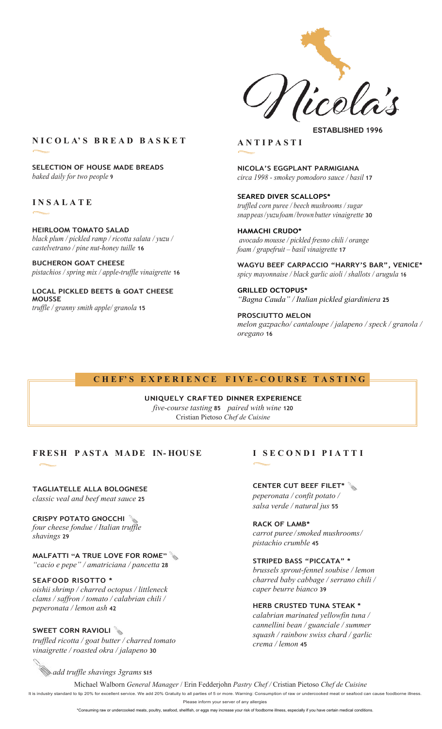Nicola's

ESTABLISHED 1996

## NICOLA'S BREAD BASKET

**SELECTION OF HOUSE MADE BREADS**
*baked daily for two people* 9

## INSALATE

**HEIRLOOM TOMATO SALAD**
*black plum / pickled ramp / ricotta salata / yuzu / castelvetrano / pine nut-honey tuille* 16

**BUCHERON GOAT CHEESE**
*pistachios / spring mix / apple-truffle vinaigrette* 16

**LOCAL PICKLED BEETS & GOAT CHEESE MOUSSE**
*truffle / granny smith apple/ granola* 15

## ANTIPASTI

**NICOLA'S EGGPLANT PARMIGIANA**
*circa 1998 - smokey pomodoro sauce / basil* 17

**SEARED DIVER SCALLOPS***
*truffled corn puree / beech mushrooms / sugar snap peas / yuzu foam / brown butter vinaigrette* 30

**HAMACHI CRUDO***
*avocado mousse / pickled fresno chili / orange foam / grapefruit – basil vinaigrette* 17

**WAGYU BEEF CARPACCIO "HARRY'S BAR", VENICE***
*spicy mayonnaise / black garlic aioli / shallots / arugula* 16

**GRILLED OCTOPUS***
*"Bagna Cauda" / Italian pickled giardiniera* 25

**PROSCIUTTO MELON**
*melon gazpacho/ cantaloupe / jalapeno / speck / granola / oregano* 16

## CHEF'S EXPERIENCE FIVE-COURSE TASTING

**UNIQUELY CRAFTED DINNER EXPERIENCE**
*five-course tasting* 85 *paired with wine* 120
Cristian Pietoso *Chef de Cuisine*

## FRESH PASTA MADE IN-HOUSE

**TAGLIATELLE ALLA BOLOGNESE**
*classic veal and beef meat sauce* 25

**CRISPY POTATO GNOCCHI**
*four cheese fondue / Italian truffle shavings* 29

**MALFATTI "A TRUE LOVE FOR ROME"**
*"cacio e pepe" / amatriciana / pancetta* 28

**SEAFOOD RISOTTO ***
*oishii shrimp / charred octopus / littleneck clams / saffron / tomato / calabrian chili / peperonata / lemon ash* 42

**SWEET CORN RAVIOLI**
*truffled ricotta / goat butter / charred tomato vinaigrette / roasted okra / jalapeno* 30

## I SECONDI PIATTI

**CENTER CUT BEEF FILET***
*peperonata / confit potato / salsa verde / natural jus* 55

**RACK OF LAMB***
*carrot puree / smoked mushrooms/ pistachio crumble* 45

**STRIPED BASS "PICCATA" ***
*brussels sprout-fennel soubise / lemon charred baby cabbage / serrano chili / caper beurre bianco* 39

**HERB CRUSTED TUNA STEAK ***
*calabrian marinated yellowfin tuna / cannellini bean / guanciale / summer squash / rainbow swiss chard / garlic crema / lemon* 45

*add truffle shavings 3grams* $15

Michael Walborn *General Manager* / Erin Fedderjohn *Pastry Chef* / Cristian Pietoso *Chef de Cuisine*

It is industry standard to tip 20% for excellent service. We add 20% Gratuity to all parties of 5 or more. Warning: Consumption of raw or undercooked meat or seafood can cause foodborne illness.

Please inform your server of any allergies

*Consuming raw or undercooked meats, poultry, seafood, shellfish, or eggs may increase your risk of foodborne illness, especially if you have certain medical conditions.